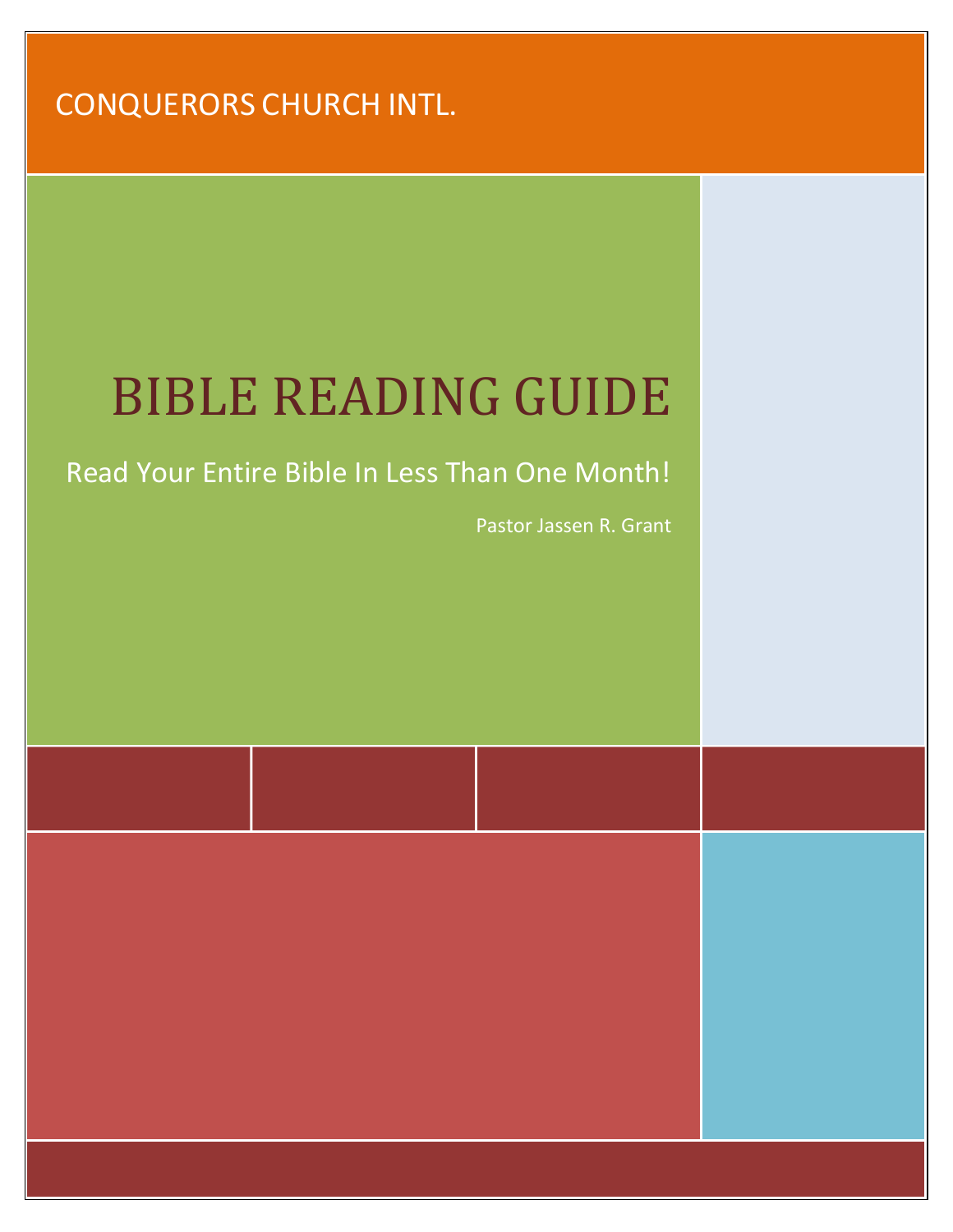CONQUERORS CHURCH INTL.

# BIBLE READING GUIDE

Read Your Entire Bible In Less Than One Month!

Pastor Jassen R. Grant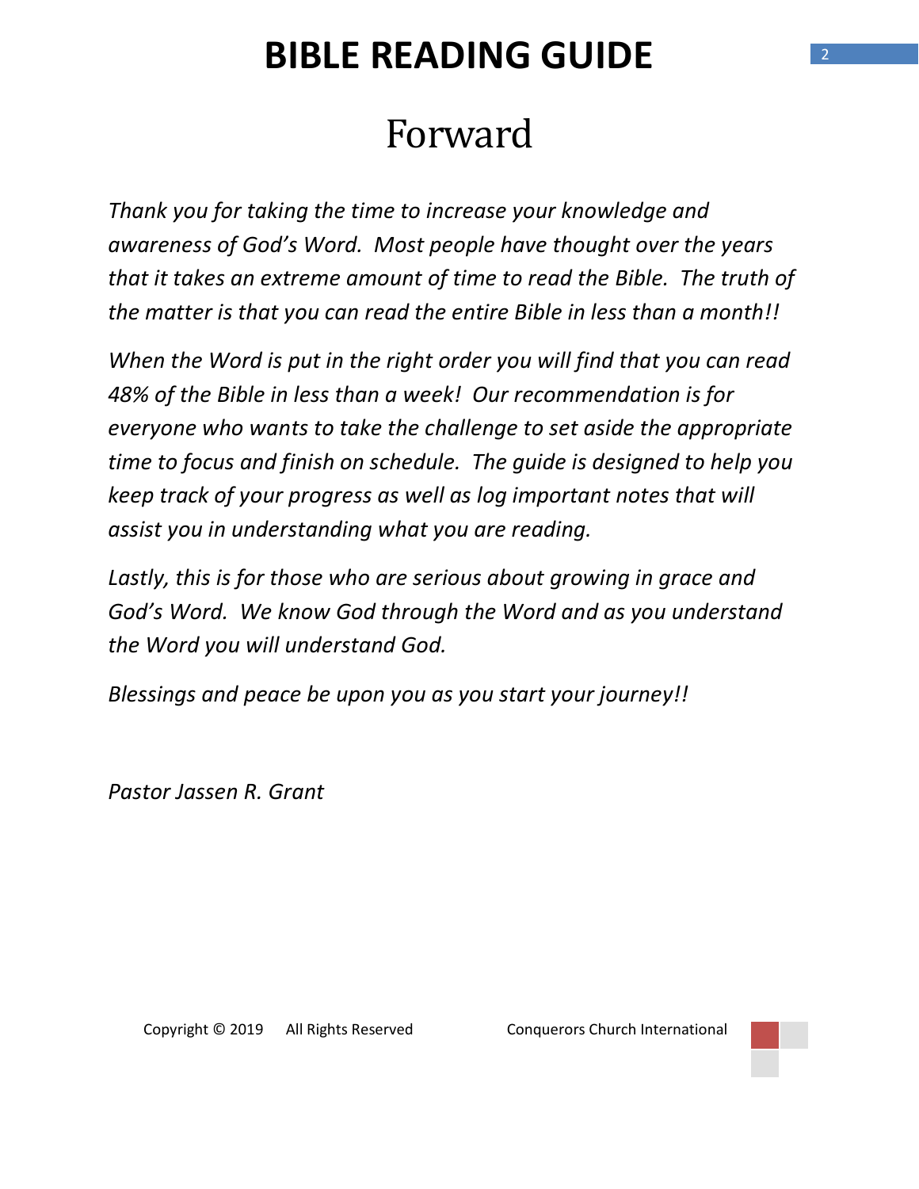# Forward

*Thank you for taking the time to increase your knowledge and awareness of God's Word. Most people have thought over the years that it takes an extreme amount of time to read the Bible. The truth of the matter is that you can read the entire Bible in less than a month!!*

*When the Word is put in the right order you will find that you can read 48% of the Bible in less than a week! Our recommendation is for everyone who wants to take the challenge to set aside the appropriate time to focus and finish on schedule. The guide is designed to help you keep track of your progress as well as log important notes that will assist you in understanding what you are reading.*

*Lastly, this is for those who are serious about growing in grace and God's Word. We know God through the Word and as you understand the Word you will understand God.*

*Blessings and peace be upon you as you start your journey!!*

*Pastor Jassen R. Grant*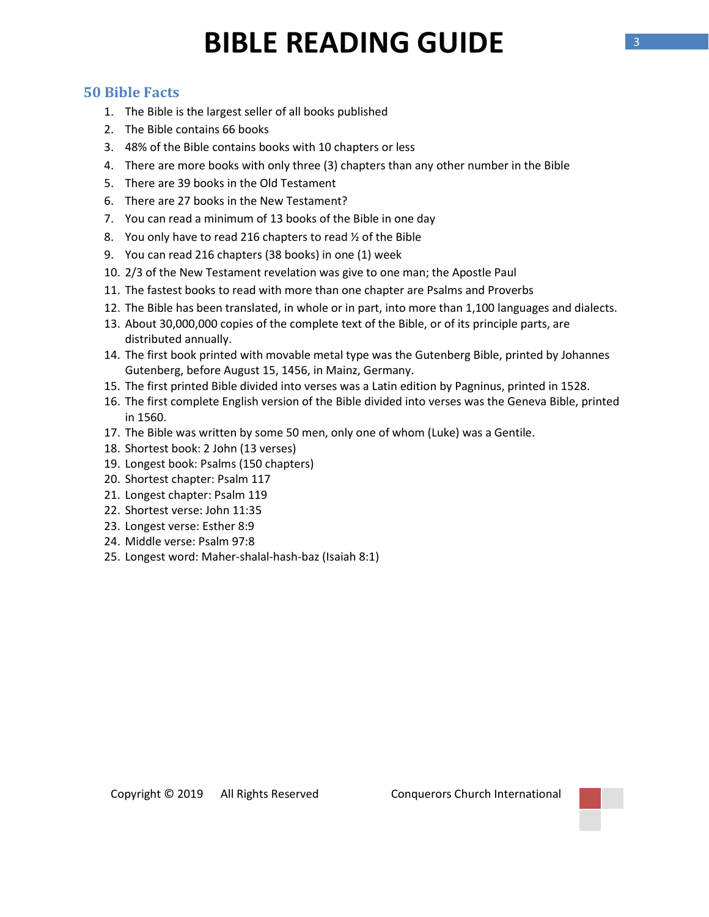# BIBLE READING GUIDE

## 50 Bible Facts

1. The Bible is the largest seller of all books published
2. The Bible contains 66 books
3. 48% of the Bible contains books with 10 chapters or less
4. There are more books with only three (3) chapters than any other number in the Bible
5. There are 39 books in the Old Testament
6. There are 27 books in the New Testament?
7. You can read a minimum of 13 books of the Bible in one day
8. You only have to read 216 chapters to read ½ of the Bible
9. You can read 216 chapters (38 books) in one (1) week
10. 2/3 of the New Testament revelation was give to one man; the Apostle Paul
11. The fastest books to read with more than one chapter are Psalms and Proverbs
12. The Bible has been translated, in whole or in part, into more than 1,100 languages and dialects.
13. About 30,000,000 copies of the complete text of the Bible, or of its principle parts, are distributed annually.
14. The first book printed with movable metal type was the Gutenberg Bible, printed by Johannes Gutenberg, before August 15, 1456, in Mainz, Germany.
15. The first printed Bible divided into verses was a Latin edition by Pagninus, printed in 1528.
16. The first complete English version of the Bible divided into verses was the Geneva Bible, printed in 1560.
17. The Bible was written by some 50 men, only one of whom (Luke) was a Gentile.
18. Shortest book: 2 John (13 verses)
19. Longest book: Psalms (150 chapters)
20. Shortest chapter: Psalm 117
21. Longest chapter: Psalm 119
22. Shortest verse: John 11:35
23. Longest verse: Esther 8:9
24. Middle verse: Psalm 97:8
25. Longest word: Maher-shalal-hash-baz (Isaiah 8:1)

Copyright © 2019 All Rights Reserved Conquerors Church International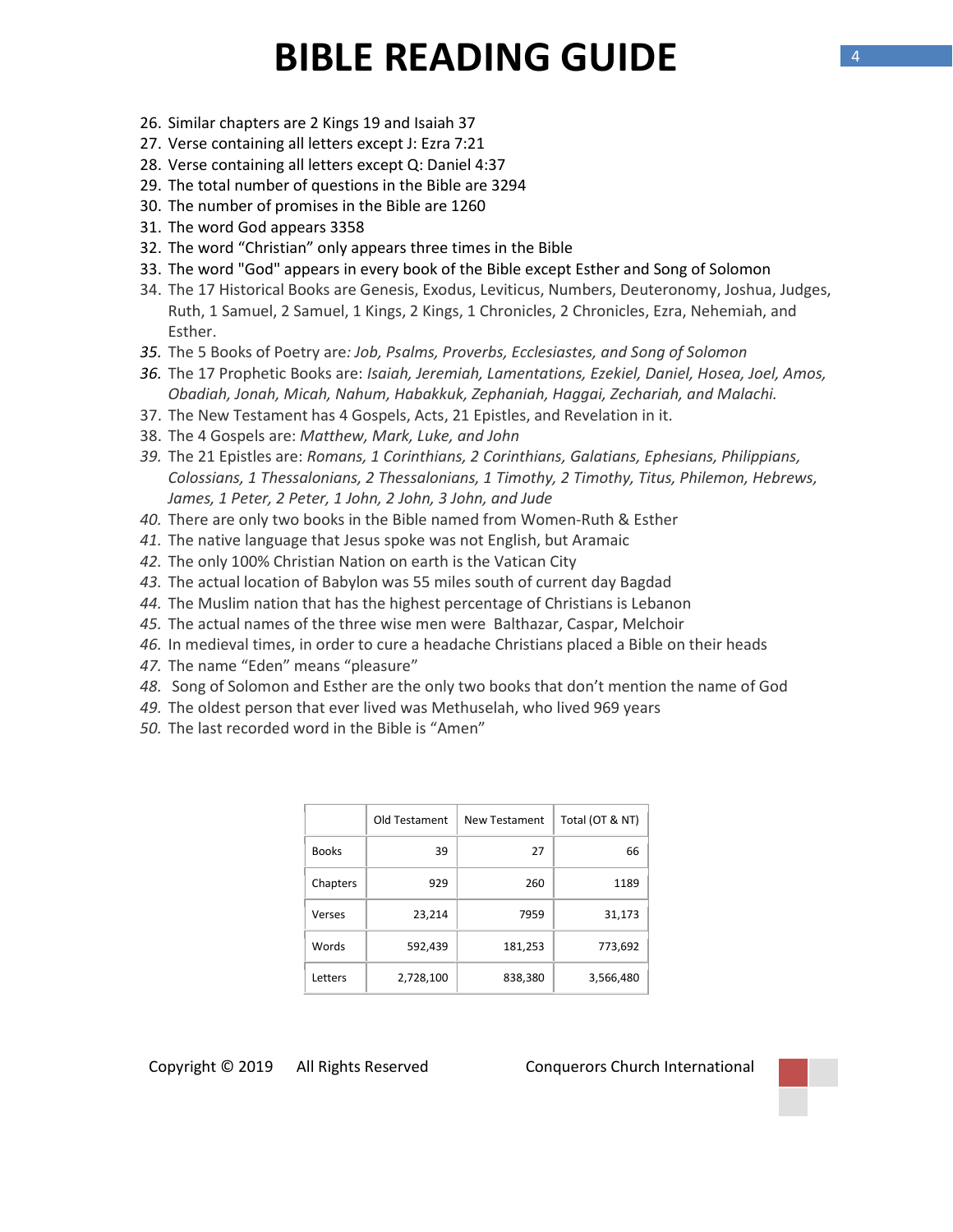# BIBLE READING GUIDE

26. Similar chapters are 2 Kings 19 and Isaiah 37
27. Verse containing all letters except J: Ezra 7:21
28. Verse containing all letters except Q: Daniel 4:37
29. The total number of questions in the Bible are 3294
30. The number of promises in the Bible are 1260
31. The word God appears 3358
32. The word "Christian" only appears three times in the Bible
33. The word "God" appears in every book of the Bible except Esther and Song of Solomon
34. The 17 Historical Books are Genesis, Exodus, Leviticus, Numbers, Deuteronomy, Joshua, Judges, Ruth, 1 Samuel, 2 Samuel, 1 Kings, 2 Kings, 1 Chronicles, 2 Chronicles, Ezra, Nehemiah, and Esther.
35. The 5 Books of Poetry are*: Job, Psalms, Proverbs, Ecclesiastes, and Song of Solomon*
36. The 17 Prophetic Books are: *Isaiah, Jeremiah, Lamentations, Ezekiel, Daniel, Hosea, Joel, Amos, Obadiah, Jonah, Micah, Nahum, Habakkuk, Zephaniah, Haggai, Zechariah, and Malachi.*
37. The New Testament has 4 Gospels, Acts, 21 Epistles, and Revelation in it.
38. The 4 Gospels are: *Matthew, Mark, Luke, and John*
39. The 21 Epistles are: *Romans, 1 Corinthians, 2 Corinthians, Galatians, Ephesians, Philippians, Colossians, 1 Thessalonians, 2 Thessalonians, 1 Timothy, 2 Timothy, Titus, Philemon, Hebrews, James, 1 Peter, 2 Peter, 1 John, 2 John, 3 John, and Jude*
40. There are only two books in the Bible named from Women-Ruth & Esther
41. The native language that Jesus spoke was not English, but Aramaic
42. The only 100% Christian Nation on earth is the Vatican City
43. The actual location of Babylon was 55 miles south of current day Bagdad
44. The Muslim nation that has the highest percentage of Christians is Lebanon
45. The actual names of the three wise men were Balthazar, Caspar, Melchoir
46. In medieval times, in order to cure a headache Christians placed a Bible on their heads
47. The name "Eden" means "pleasure"
48. Song of Solomon and Esther are the only two books that don't mention the name of God
49. The oldest person that ever lived was Methuselah, who lived 969 years
50. The last recorded word in the Bible is "Amen"

| | Old Testament | New Testament | Total (OT & NT) |
|---|---|---|---|
| Books | 39 | 27 | 66 |
| Chapters | 929 | 260 | 1189 |
| Verses | 23,214 | 7959 | 31,173 |
| Words | 592,439 | 181,253 | 773,692 |
| Letters | 2,728,100 | 838,380 | 3,566,480 |

Copyright © 2019 All Rights Reserved Conquerors Church International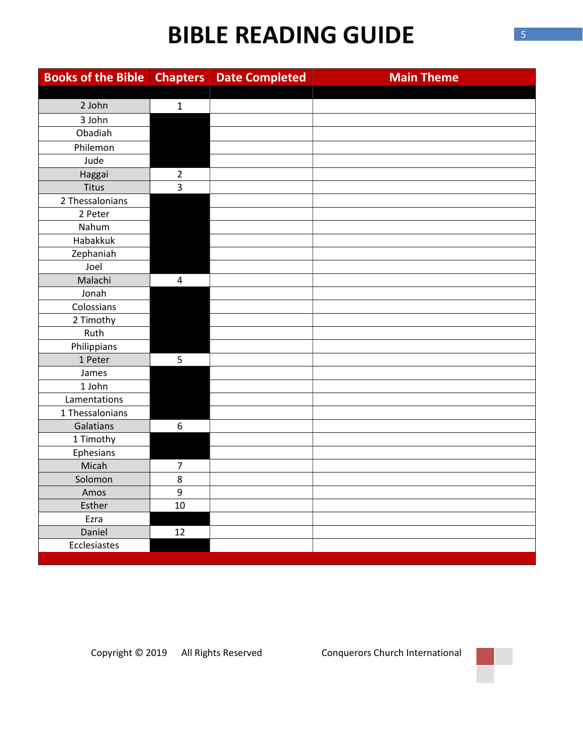# BIBLE READING GUIDE

| Books of the Bible | Chapters | Date Completed | Main Theme |
|---|---|---|---|
| | | | |
| 2 John | 1 | | |
| 3 John | | | |
| Obadiah | | | |
| Philemon | | | |
| Jude | | | |
| Haggai | 2 | | |
| Titus | 3 | | |
| 2 Thessalonians | | | |
| 2 Peter | | | |
| Nahum | | | |
| Habakkuk | | | |
| Zephaniah | | | |
| Joel | | | |
| Malachi | 4 | | |
| Jonah | | | |
| Colossians | | | |
| 2 Timothy | | | |
| Ruth | | | |
| Philippians | | | |
| 1 Peter | 5 | | |
| James | | | |
| 1 John | | | |
| Lamentations | | | |
| 1 Thessalonians | | | |
| Galatians | 6 | | |
| 1 Timothy | | | |
| Ephesians | | | |
| Micah | 7 | | |
| Solomon | 8 | | |
| Amos | 9 | | |
| Esther | 10 | | |
| Ezra | | | |
| Daniel | 12 | | |
| Ecclesiastes | | | |

Copyright © 2019 All Rights Reserved Conquerors Church International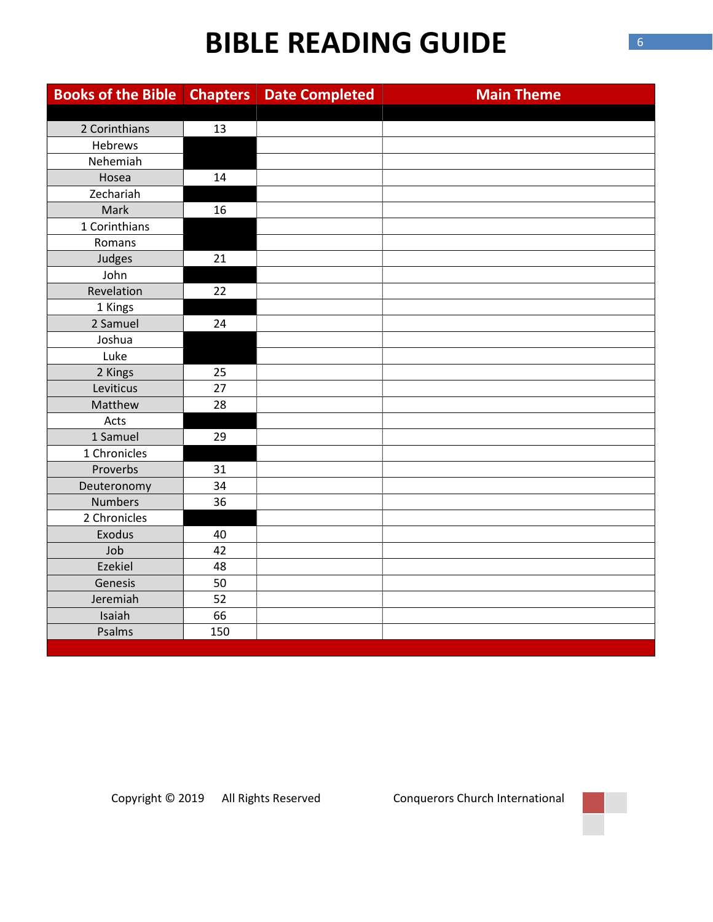# BIBLE READING GUIDE

| Books of the Bible | Chapters | Date Completed | Main Theme |
|---|---|---|---|
| | | | |
| 2 Corinthians | 13 | | |
| Hebrews | | | |
| Nehemiah | | | |
| Hosea | 14 | | |
| Zechariah | | | |
| Mark | 16 | | |
| 1 Corinthians | | | |
| Romans | | | |
| Judges | 21 | | |
| John | | | |
| Revelation | 22 | | |
| 1 Kings | | | |
| 2 Samuel | 24 | | |
| Joshua | | | |
| Luke | | | |
| 2 Kings | 25 | | |
| Leviticus | 27 | | |
| Matthew | 28 | | |
| Acts | | | |
| 1 Samuel | 29 | | |
| 1 Chronicles | | | |
| Proverbs | 31 | | |
| Deuteronomy | 34 | | |
| Numbers | 36 | | |
| 2 Chronicles | | | |
| Exodus | 40 | | |
| Job | 42 | | |
| Ezekiel | 48 | | |
| Genesis | 50 | | |
| Jeremiah | 52 | | |
| Isaiah | 66 | | |
| Psalms | 150 | | |

Copyright © 2019 All Rights Reserved Conquerors Church International